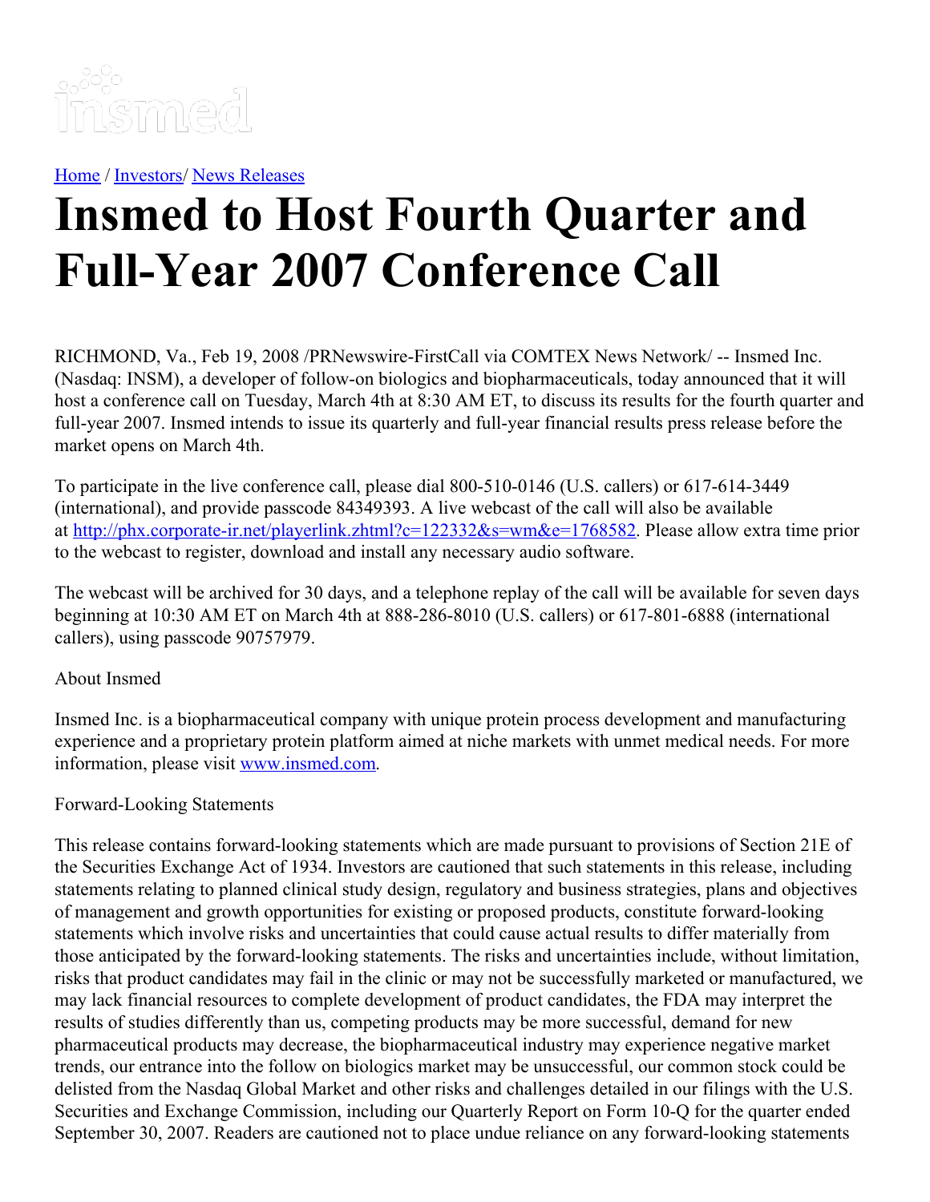[Home](#) / [Investors](#)/ [News Releases](#)

# Insmed to Host Fourth Quarter and Full-Year 2007 Conference Call

RICHMOND, Va., Feb 19, 2008 /PRNewswire-FirstCall via COMTEX News Network/ -- Insmed Inc. (Nasdaq: INSM), a developer of follow-on biologics and biopharmaceuticals, today announced that it will host a conference call on Tuesday, March 4th at 8:30 AM ET, to discuss its results for the fourth quarter and full-year 2007. Insmed intends to issue its quarterly and full-year financial results press release before the market opens on March 4th.

To participate in the live conference call, please dial 800-510-0146 (U.S. callers) or 617-614-3449 (international), and provide passcode 84349393. A live webcast of the call will also be available at [http://phx.corporate-ir.net/playerlink.zhtml?c=122332&s=wm&e=1768582](http://phx.corporate-ir.net/playerlink.zhtml?c=122332&s=wm&e=1768582). Please allow extra time prior to the webcast to register, download and install any necessary audio software.

The webcast will be archived for 30 days, and a telephone replay of the call will be available for seven days beginning at 10:30 AM ET on March 4th at 888-286-8010 (U.S. callers) or 617-801-6888 (international callers), using passcode 90757979.

About Insmed

Insmed Inc. is a biopharmaceutical company with unique protein process development and manufacturing experience and a proprietary protein platform aimed at niche markets with unmet medical needs. For more information, please visit [www.insmed.com](http://www.insmed.com).

Forward-Looking Statements

This release contains forward-looking statements which are made pursuant to provisions of Section 21E of the Securities Exchange Act of 1934. Investors are cautioned that such statements in this release, including statements relating to planned clinical study design, regulatory and business strategies, plans and objectives of management and growth opportunities for existing or proposed products, constitute forward-looking statements which involve risks and uncertainties that could cause actual results to differ materially from those anticipated by the forward-looking statements. The risks and uncertainties include, without limitation, risks that product candidates may fail in the clinic or may not be successfully marketed or manufactured, we may lack financial resources to complete development of product candidates, the FDA may interpret the results of studies differently than us, competing products may be more successful, demand for new pharmaceutical products may decrease, the biopharmaceutical industry may experience negative market trends, our entrance into the follow on biologics market may be unsuccessful, our common stock could be delisted from the Nasdaq Global Market and other risks and challenges detailed in our filings with the U.S. Securities and Exchange Commission, including our Quarterly Report on Form 10-Q for the quarter ended September 30, 2007. Readers are cautioned not to place undue reliance on any forward-looking statements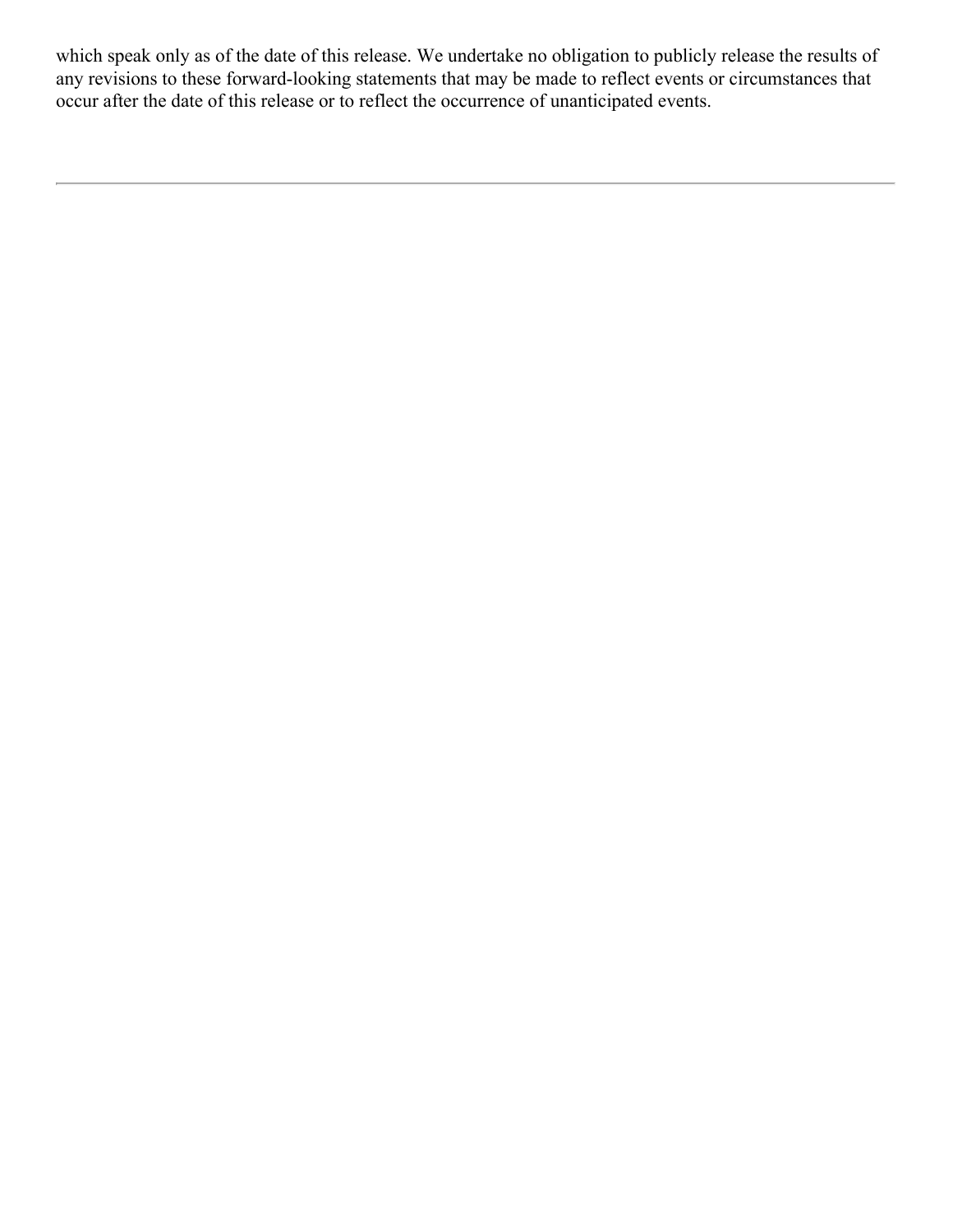which speak only as of the date of this release. We undertake no obligation to publicly release the results of any revisions to these forward-looking statements that may be made to reflect events or circumstances that occur after the date of this release or to reflect the occurrence of unanticipated events.

---